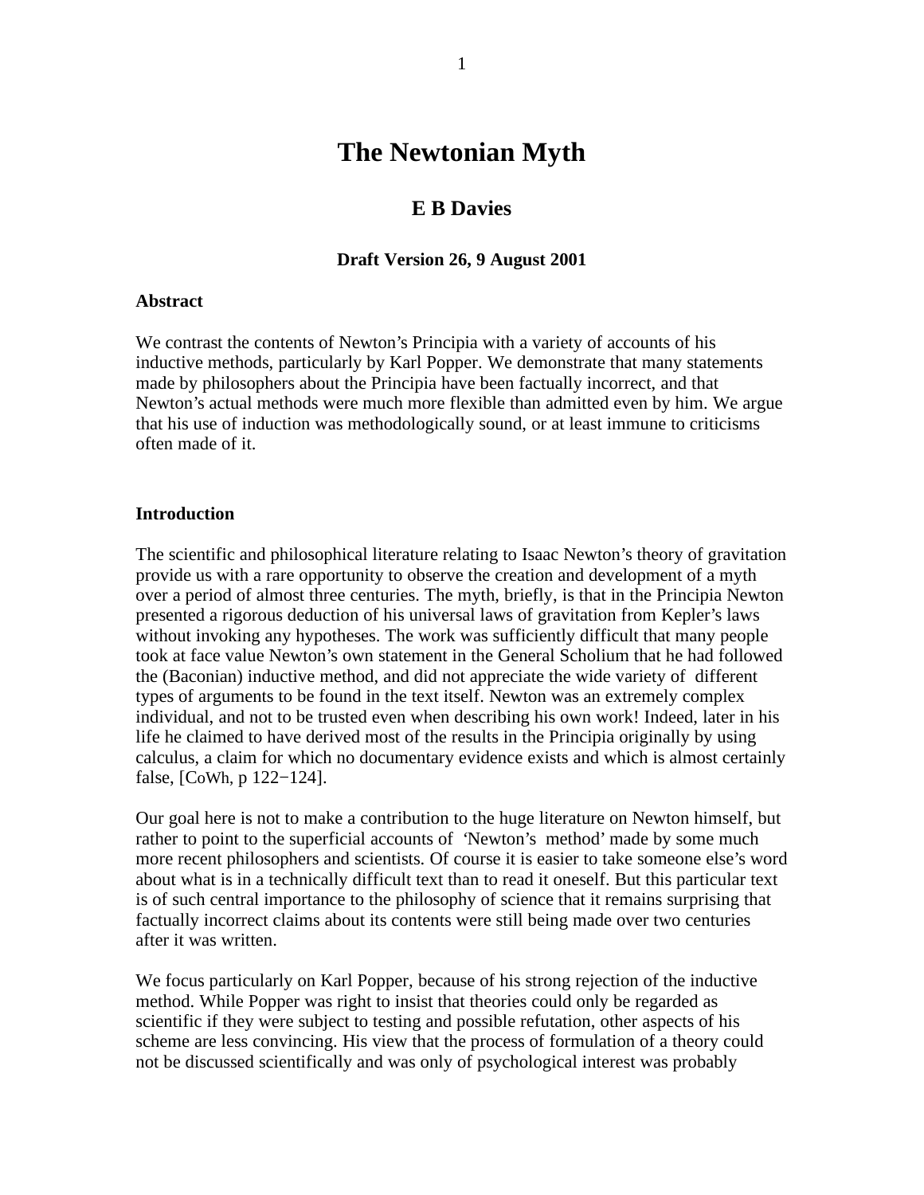# The Newtonian Myth

## E B Davies

### Draft Version 26, 9 August 2001

**Abstract**

We contrast the contents of Newton's Principia with a variety of accounts of his inductive methods, particularly by Karl Popper. We demonstrate that many statements made by philosophers about the Principia have been factually incorrect, and that Newton's actual methods were much more flexible than admitted even by him. We argue that his use of induction was methodologically sound, or at least immune to criticisms often made of it.

**Introduction**

The scientific and philosophical literature relating to Isaac Newton's theory of gravitation provide us with a rare opportunity to observe the creation and development of a myth over a period of almost three centuries. The myth, briefly, is that in the Principia Newton presented a rigorous deduction of his universal laws of gravitation from Kepler's laws without invoking any hypotheses. The work was sufficiently difficult that many people took at face value Newton's own statement in the General Scholium that he had followed the (Baconian) inductive method, and did not appreciate the wide variety of different types of arguments to be found in the text itself. Newton was an extremely complex individual, and not to be trusted even when describing his own work! Indeed, later in his life he claimed to have derived most of the results in the Principia originally by using calculus, a claim for which no documentary evidence exists and which is almost certainly false, [CoWh, p 122−124].

Our goal here is not to make a contribution to the huge literature on Newton himself, but rather to point to the superficial accounts of 'Newton's method' made by some much more recent philosophers and scientists. Of course it is easier to take someone else's word about what is in a technically difficult text than to read it oneself. But this particular text is of such central importance to the philosophy of science that it remains surprising that factually incorrect claims about its contents were still being made over two centuries after it was written.

We focus particularly on Karl Popper, because of his strong rejection of the inductive method. While Popper was right to insist that theories could only be regarded as scientific if they were subject to testing and possible refutation, other aspects of his scheme are less convincing. His view that the process of formulation of a theory could not be discussed scientifically and was only of psychological interest was probably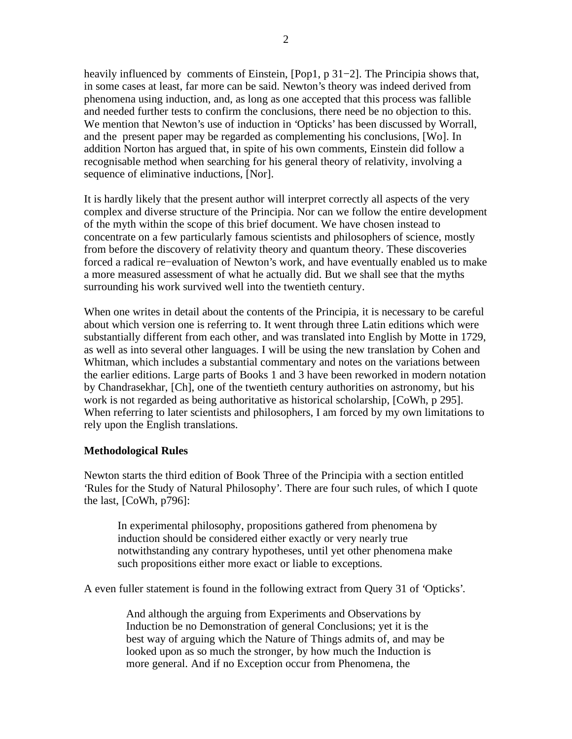heavily influenced by comments of Einstein, [Pop1, p 31−2]. The Principia shows that, in some cases at least, far more can be said. Newton's theory was indeed derived from phenomena using induction, and, as long as one accepted that this process was fallible and needed further tests to confirm the conclusions, there need be no objection to this. We mention that Newton's use of induction in 'Opticks' has been discussed by Worrall, and the present paper may be regarded as complementing his conclusions, [Wo]. In addition Norton has argued that, in spite of his own comments, Einstein did follow a recognisable method when searching for his general theory of relativity, involving a sequence of eliminative inductions, [Nor].

It is hardly likely that the present author will interpret correctly all aspects of the very complex and diverse structure of the Principia. Nor can we follow the entire development of the myth within the scope of this brief document. We have chosen instead to concentrate on a few particularly famous scientists and philosophers of science, mostly from before the discovery of relativity theory and quantum theory. These discoveries forced a radical re−evaluation of Newton's work, and have eventually enabled us to make a more measured assessment of what he actually did. But we shall see that the myths surrounding his work survived well into the twentieth century.

When one writes in detail about the contents of the Principia, it is necessary to be careful about which version one is referring to. It went through three Latin editions which were substantially different from each other, and was translated into English by Motte in 1729, as well as into several other languages. I will be using the new translation by Cohen and Whitman, which includes a substantial commentary and notes on the variations between the earlier editions. Large parts of Books 1 and 3 have been reworked in modern notation by Chandrasekhar, [Ch], one of the twentieth century authorities on astronomy, but his work is not regarded as being authoritative as historical scholarship, [CoWh, p 295]. When referring to later scientists and philosophers, I am forced by my own limitations to rely upon the English translations.

**Methodological Rules**

Newton starts the third edition of Book Three of the Principia with a section entitled 'Rules for the Study of Natural Philosophy'. There are four such rules, of which I quote the last, [CoWh, p796]:

> In experimental philosophy, propositions gathered from phenomena by induction should be considered either exactly or very nearly true notwithstanding any contrary hypotheses, until yet other phenomena make such propositions either more exact or liable to exceptions.

A even fuller statement is found in the following extract from Query 31 of 'Opticks'.

> And although the arguing from Experiments and Observations by Induction be no Demonstration of general Conclusions; yet it is the best way of arguing which the Nature of Things admits of, and may be looked upon as so much the stronger, by how much the Induction is more general. And if no Exception occur from Phenomena, the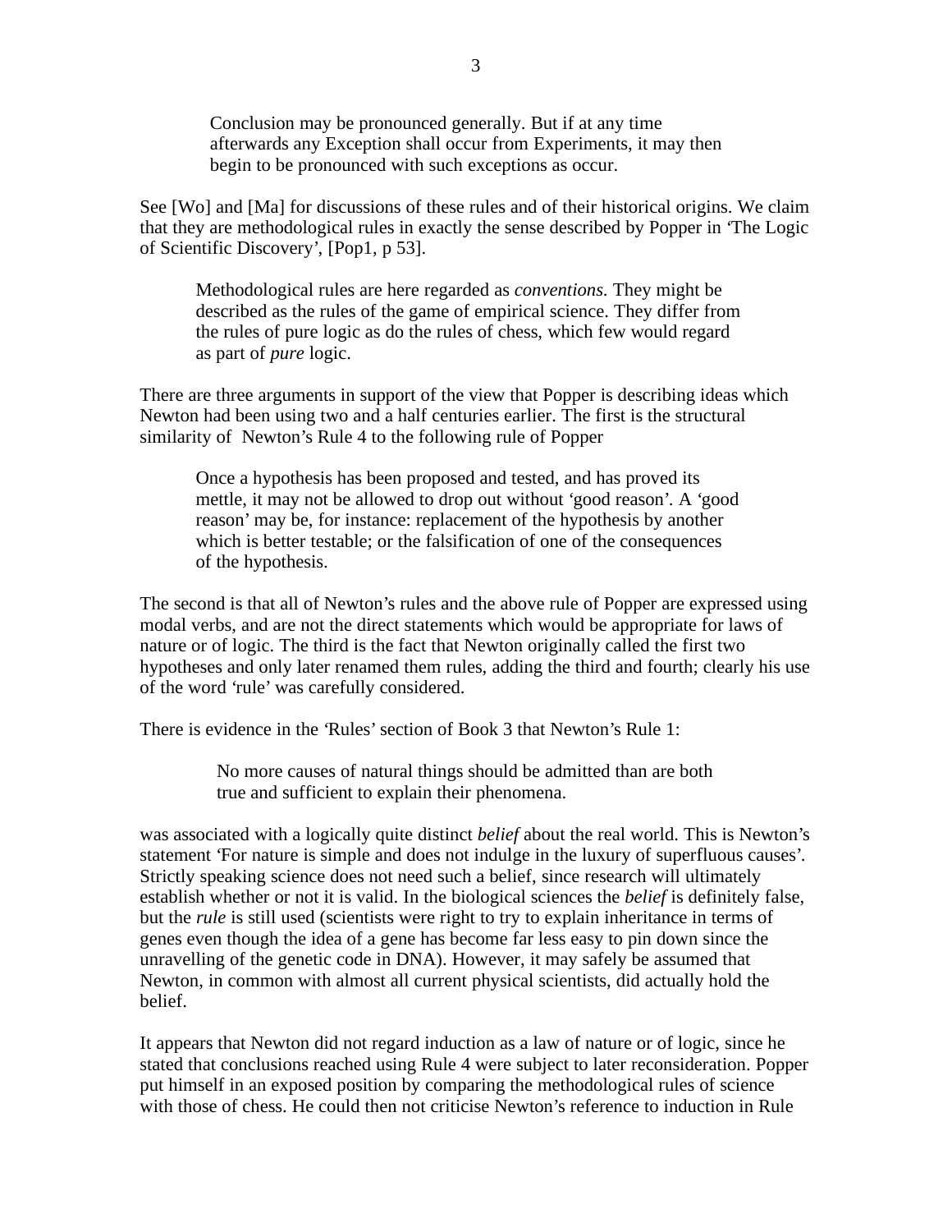> Conclusion may be pronounced generally. But if at any time afterwards any Exception shall occur from Experiments, it may then begin to be pronounced with such exceptions as occur.

See [Wo] and [Ma] for discussions of these rules and of their historical origins. We claim that they are methodological rules in exactly the sense described by Popper in 'The Logic of Scientific Discovery', [Pop1, p 53].

> Methodological rules are here regarded as *conventions*. They might be described as the rules of the game of empirical science. They differ from the rules of pure logic as do the rules of chess, which few would regard as part of *pure* logic.

There are three arguments in support of the view that Popper is describing ideas which Newton had been using two and a half centuries earlier. The first is the structural similarity of Newton's Rule 4 to the following rule of Popper

> Once a hypothesis has been proposed and tested, and has proved its mettle, it may not be allowed to drop out without 'good reason'. A 'good reason' may be, for instance: replacement of the hypothesis by another which is better testable; or the falsification of one of the consequences of the hypothesis.

The second is that all of Newton's rules and the above rule of Popper are expressed using modal verbs, and are not the direct statements which would be appropriate for laws of nature or of logic. The third is the fact that Newton originally called the first two hypotheses and only later renamed them rules, adding the third and fourth; clearly his use of the word 'rule' was carefully considered.

There is evidence in the 'Rules' section of Book 3 that Newton's Rule 1:

> No more causes of natural things should be admitted than are both true and sufficient to explain their phenomena.

was associated with a logically quite distinct *belief* about the real world. This is Newton's statement 'For nature is simple and does not indulge in the luxury of superfluous causes'. Strictly speaking science does not need such a belief, since research will ultimately establish whether or not it is valid. In the biological sciences the *belief* is definitely false, but the *rule* is still used (scientists were right to try to explain inheritance in terms of genes even though the idea of a gene has become far less easy to pin down since the unravelling of the genetic code in DNA). However, it may safely be assumed that Newton, in common with almost all current physical scientists, did actually hold the belief.

It appears that Newton did not regard induction as a law of nature or of logic, since he stated that conclusions reached using Rule 4 were subject to later reconsideration. Popper put himself in an exposed position by comparing the methodological rules of science with those of chess. He could then not criticise Newton's reference to induction in Rule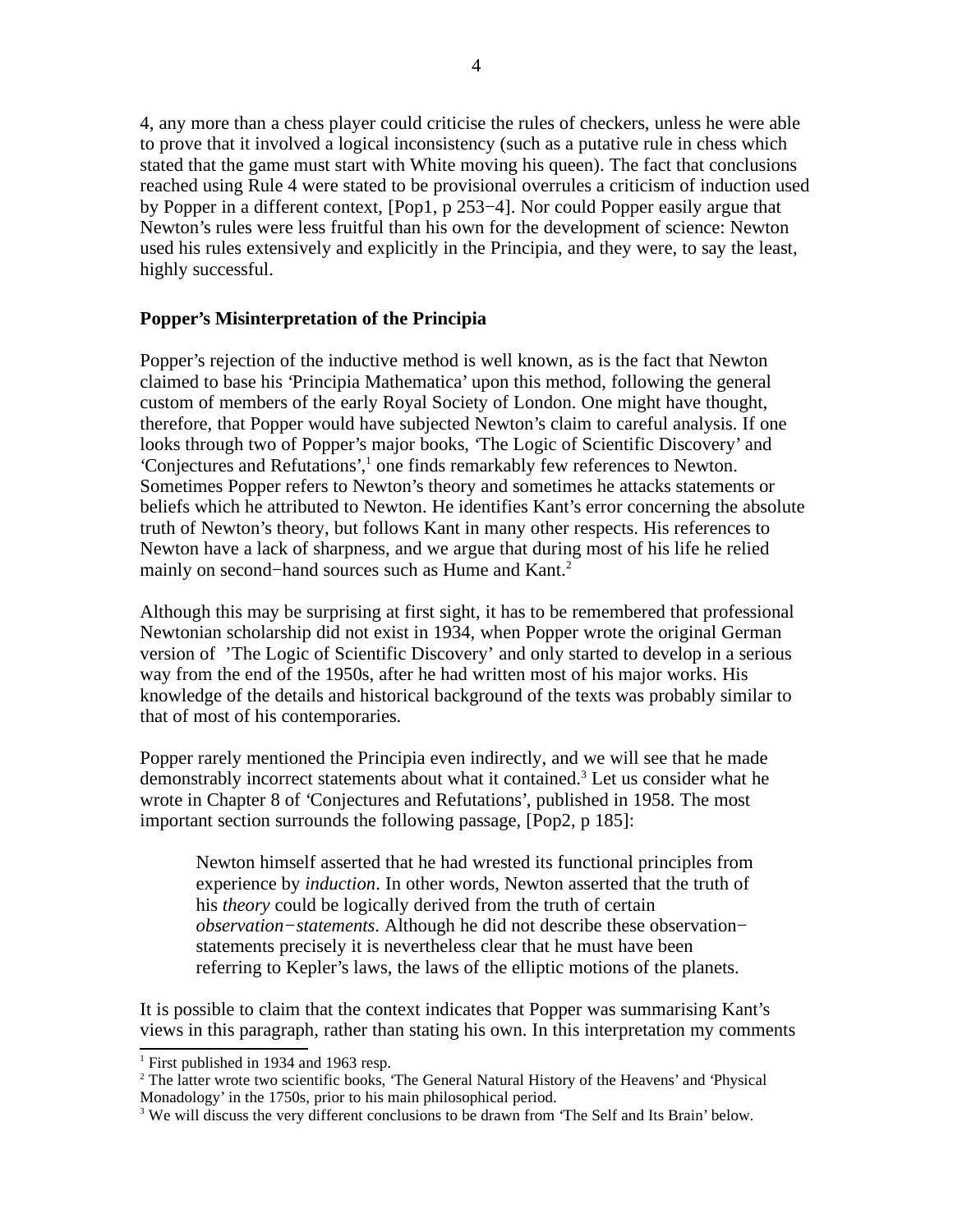4, any more than a chess player could criticise the rules of checkers, unless he were able to prove that it involved a logical inconsistency (such as a putative rule in chess which stated that the game must start with White moving his queen). The fact that conclusions reached using Rule 4 were stated to be provisional overrules a criticism of induction used by Popper in a different context, [Pop1, p 253−4]. Nor could Popper easily argue that Newton's rules were less fruitful than his own for the development of science: Newton used his rules extensively and explicitly in the Principia, and they were, to say the least, highly successful.

**Popper's Misinterpretation of the Principia**

Popper's rejection of the inductive method is well known, as is the fact that Newton claimed to base his 'Principia Mathematica' upon this method, following the general custom of members of the early Royal Society of London. One might have thought, therefore, that Popper would have subjected Newton's claim to careful analysis. If one looks through two of Popper's major books, 'The Logic of Scientific Discovery' and 'Conjectures and Refutations',[1] one finds remarkably few references to Newton. Sometimes Popper refers to Newton's theory and sometimes he attacks statements or beliefs which he attributed to Newton. He identifies Kant's error concerning the absolute truth of Newton's theory, but follows Kant in many other respects. His references to Newton have a lack of sharpness, and we argue that during most of his life he relied mainly on second−hand sources such as Hume and Kant.[2]

Although this may be surprising at first sight, it has to be remembered that professional Newtonian scholarship did not exist in 1934, when Popper wrote the original German version of 'The Logic of Scientific Discovery' and only started to develop in a serious way from the end of the 1950s, after he had written most of his major works. His knowledge of the details and historical background of the texts was probably similar to that of most of his contemporaries.

Popper rarely mentioned the Principia even indirectly, and we will see that he made demonstrably incorrect statements about what it contained.[3] Let us consider what he wrote in Chapter 8 of 'Conjectures and Refutations', published in 1958. The most important section surrounds the following passage, [Pop2, p 185]:

> Newton himself asserted that he had wrested its functional principles from experience by *induction*. In other words, Newton asserted that the truth of his *theory* could be logically derived from the truth of certain *observation−statements*. Although he did not describe these observation−statements precisely it is nevertheless clear that he must have been referring to Kepler's laws, the laws of the elliptic motions of the planets.

It is possible to claim that the context indicates that Popper was summarising Kant's views in this paragraph, rather than stating his own. In this interpretation my comments

[1] First published in 1934 and 1963 resp.

[2] The latter wrote two scientific books, 'The General Natural History of the Heavens' and 'Physical Monadology' in the 1750s, prior to his main philosophical period.

[3] We will discuss the very different conclusions to be drawn from 'The Self and Its Brain' below.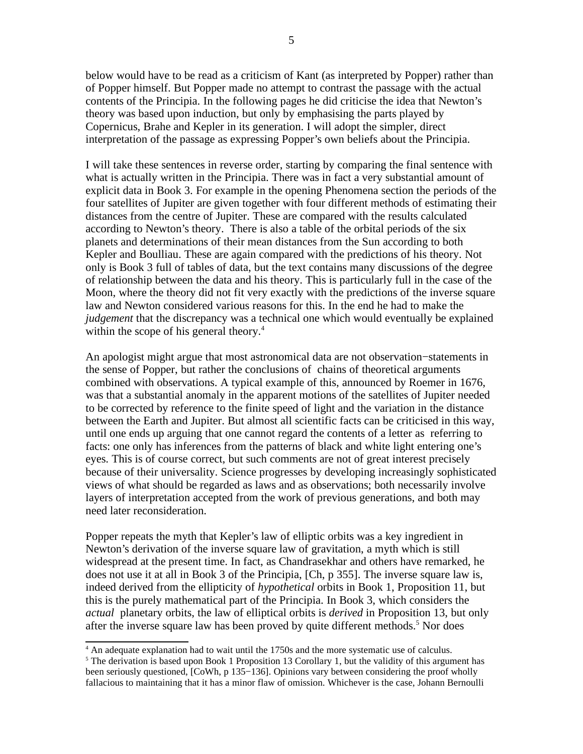below would have to be read as a criticism of Kant (as interpreted by Popper) rather than of Popper himself. But Popper made no attempt to contrast the passage with the actual contents of the Principia. In the following pages he did criticise the idea that Newton's theory was based upon induction, but only by emphasising the parts played by Copernicus, Brahe and Kepler in its generation. I will adopt the simpler, direct interpretation of the passage as expressing Popper's own beliefs about the Principia.

I will take these sentences in reverse order, starting by comparing the final sentence with what is actually written in the Principia. There was in fact a very substantial amount of explicit data in Book 3. For example in the opening Phenomena section the periods of the four satellites of Jupiter are given together with four different methods of estimating their distances from the centre of Jupiter. These are compared with the results calculated according to Newton's theory. There is also a table of the orbital periods of the six planets and determinations of their mean distances from the Sun according to both Kepler and Boulliau. These are again compared with the predictions of his theory. Not only is Book 3 full of tables of data, but the text contains many discussions of the degree of relationship between the data and his theory. This is particularly full in the case of the Moon, where the theory did not fit very exactly with the predictions of the inverse square law and Newton considered various reasons for this. In the end he had to make the *judgement* that the discrepancy was a technical one which would eventually be explained within the scope of his general theory.[4]

An apologist might argue that most astronomical data are not observation−statements in the sense of Popper, but rather the conclusions of chains of theoretical arguments combined with observations. A typical example of this, announced by Roemer in 1676, was that a substantial anomaly in the apparent motions of the satellites of Jupiter needed to be corrected by reference to the finite speed of light and the variation in the distance between the Earth and Jupiter. But almost all scientific facts can be criticised in this way, until one ends up arguing that one cannot regard the contents of a letter as referring to facts: one only has inferences from the patterns of black and white light entering one's eyes. This is of course correct, but such comments are not of great interest precisely because of their universality. Science progresses by developing increasingly sophisticated views of what should be regarded as laws and as observations; both necessarily involve layers of interpretation accepted from the work of previous generations, and both may need later reconsideration.

Popper repeats the myth that Kepler's law of elliptic orbits was a key ingredient in Newton's derivation of the inverse square law of gravitation, a myth which is still widespread at the present time. In fact, as Chandrasekhar and others have remarked, he does not use it at all in Book 3 of the Principia, [Ch, p 355]. The inverse square law is, indeed derived from the ellipticity of *hypothetical* orbits in Book 1, Proposition 11, but this is the purely mathematical part of the Principia. In Book 3, which considers the *actual* planetary orbits, the law of elliptical orbits is *derived* in Proposition 13, but only after the inverse square law has been proved by quite different methods.[5] Nor does

---

[4] An adequate explanation had to wait until the 1750s and the more systematic use of calculus.

[5] The derivation is based upon Book 1 Proposition 13 Corollary 1, but the validity of this argument has been seriously questioned, [CoWh, p 135−136]. Opinions vary between considering the proof wholly fallacious to maintaining that it has a minor flaw of omission. Whichever is the case, Johann Bernoulli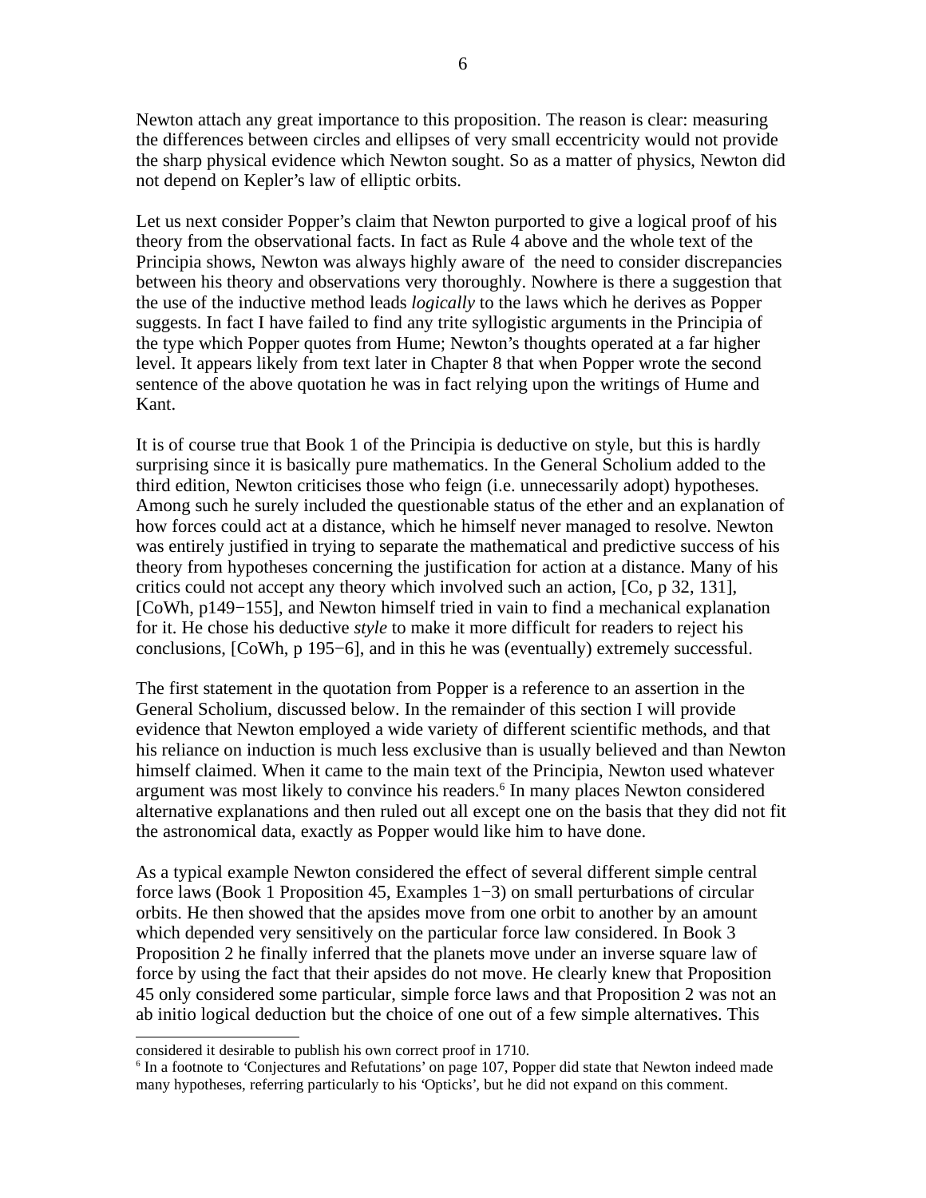Newton attach any great importance to this proposition. The reason is clear: measuring the differences between circles and ellipses of very small eccentricity would not provide the sharp physical evidence which Newton sought. So as a matter of physics, Newton did not depend on Kepler's law of elliptic orbits.

Let us next consider Popper's claim that Newton purported to give a logical proof of his theory from the observational facts. In fact as Rule 4 above and the whole text of the Principia shows, Newton was always highly aware of the need to consider discrepancies between his theory and observations very thoroughly. Nowhere is there a suggestion that the use of the inductive method leads *logically* to the laws which he derives as Popper suggests. In fact I have failed to find any trite syllogistic arguments in the Principia of the type which Popper quotes from Hume; Newton's thoughts operated at a far higher level. It appears likely from text later in Chapter 8 that when Popper wrote the second sentence of the above quotation he was in fact relying upon the writings of Hume and Kant.

It is of course true that Book 1 of the Principia is deductive on style, but this is hardly surprising since it is basically pure mathematics. In the General Scholium added to the third edition, Newton criticises those who feign (i.e. unnecessarily adopt) hypotheses. Among such he surely included the questionable status of the ether and an explanation of how forces could act at a distance, which he himself never managed to resolve. Newton was entirely justified in trying to separate the mathematical and predictive success of his theory from hypotheses concerning the justification for action at a distance. Many of his critics could not accept any theory which involved such an action, [Co, p 32, 131], [CoWh, p149−155], and Newton himself tried in vain to find a mechanical explanation for it. He chose his deductive *style* to make it more difficult for readers to reject his conclusions, [CoWh, p 195−6], and in this he was (eventually) extremely successful.

The first statement in the quotation from Popper is a reference to an assertion in the General Scholium, discussed below. In the remainder of this section I will provide evidence that Newton employed a wide variety of different scientific methods, and that his reliance on induction is much less exclusive than is usually believed and than Newton himself claimed. When it came to the main text of the Principia, Newton used whatever argument was most likely to convince his readers.[6] In many places Newton considered alternative explanations and then ruled out all except one on the basis that they did not fit the astronomical data, exactly as Popper would like him to have done.

As a typical example Newton considered the effect of several different simple central force laws (Book 1 Proposition 45, Examples 1−3) on small perturbations of circular orbits. He then showed that the apsides move from one orbit to another by an amount which depended very sensitively on the particular force law considered. In Book 3 Proposition 2 he finally inferred that the planets move under an inverse square law of force by using the fact that their apsides do not move. He clearly knew that Proposition 45 only considered some particular, simple force laws and that Proposition 2 was not an ab initio logical deduction but the choice of one out of a few simple alternatives. This

considered it desirable to publish his own correct proof in 1710.

[6] In a footnote to 'Conjectures and Refutations' on page 107, Popper did state that Newton indeed made many hypotheses, referring particularly to his 'Opticks', but he did not expand on this comment.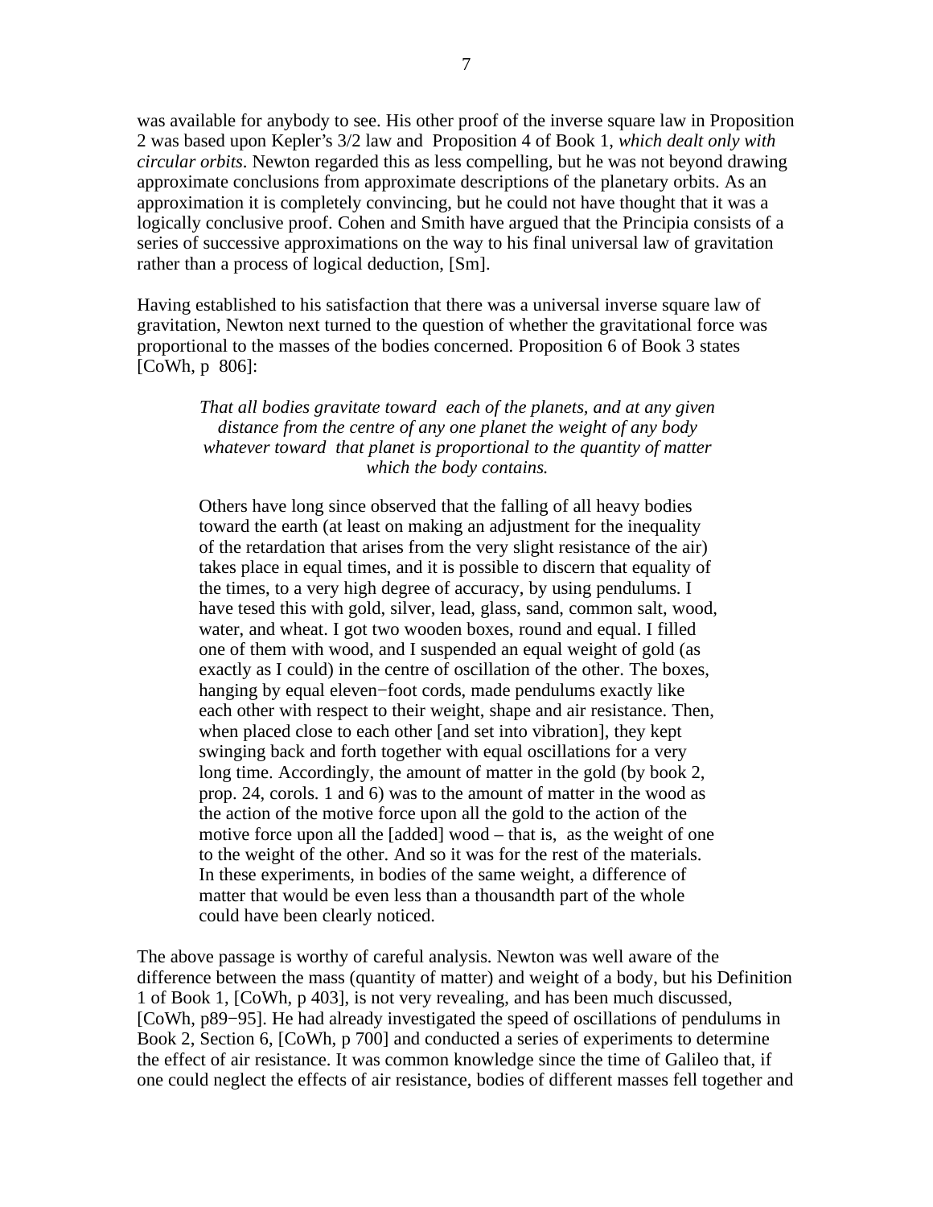was available for anybody to see. His other proof of the inverse square law in Proposition 2 was based upon Kepler's 3/2 law and Proposition 4 of Book 1, *which dealt only with circular orbits*. Newton regarded this as less compelling, but he was not beyond drawing approximate conclusions from approximate descriptions of the planetary orbits. As an approximation it is completely convincing, but he could not have thought that it was a logically conclusive proof. Cohen and Smith have argued that the Principia consists of a series of successive approximations on the way to his final universal law of gravitation rather than a process of logical deduction, [Sm].

Having established to his satisfaction that there was a universal inverse square law of gravitation, Newton next turned to the question of whether the gravitational force was proportional to the masses of the bodies concerned. Proposition 6 of Book 3 states [CoWh, p 806]:

> *That all bodies gravitate toward each of the planets, and at any given distance from the centre of any one planet the weight of any body whatever toward that planet is proportional to the quantity of matter which the body contains.*
>
> Others have long since observed that the falling of all heavy bodies toward the earth (at least on making an adjustment for the inequality of the retardation that arises from the very slight resistance of the air) takes place in equal times, and it is possible to discern that equality of the times, to a very high degree of accuracy, by using pendulums. I have tesed this with gold, silver, lead, glass, sand, common salt, wood, water, and wheat. I got two wooden boxes, round and equal. I filled one of them with wood, and I suspended an equal weight of gold (as exactly as I could) in the centre of oscillation of the other. The boxes, hanging by equal eleven−foot cords, made pendulums exactly like each other with respect to their weight, shape and air resistance. Then, when placed close to each other [and set into vibration], they kept swinging back and forth together with equal oscillations for a very long time. Accordingly, the amount of matter in the gold (by book 2, prop. 24, corols. 1 and 6) was to the amount of matter in the wood as the action of the motive force upon all the gold to the action of the motive force upon all the [added] wood – that is, as the weight of one to the weight of the other. And so it was for the rest of the materials. In these experiments, in bodies of the same weight, a difference of matter that would be even less than a thousandth part of the whole could have been clearly noticed.

The above passage is worthy of careful analysis. Newton was well aware of the difference between the mass (quantity of matter) and weight of a body, but his Definition 1 of Book 1, [CoWh, p 403], is not very revealing, and has been much discussed, [CoWh, p89−95]. He had already investigated the speed of oscillations of pendulums in Book 2, Section 6, [CoWh, p 700] and conducted a series of experiments to determine the effect of air resistance. It was common knowledge since the time of Galileo that, if one could neglect the effects of air resistance, bodies of different masses fell together and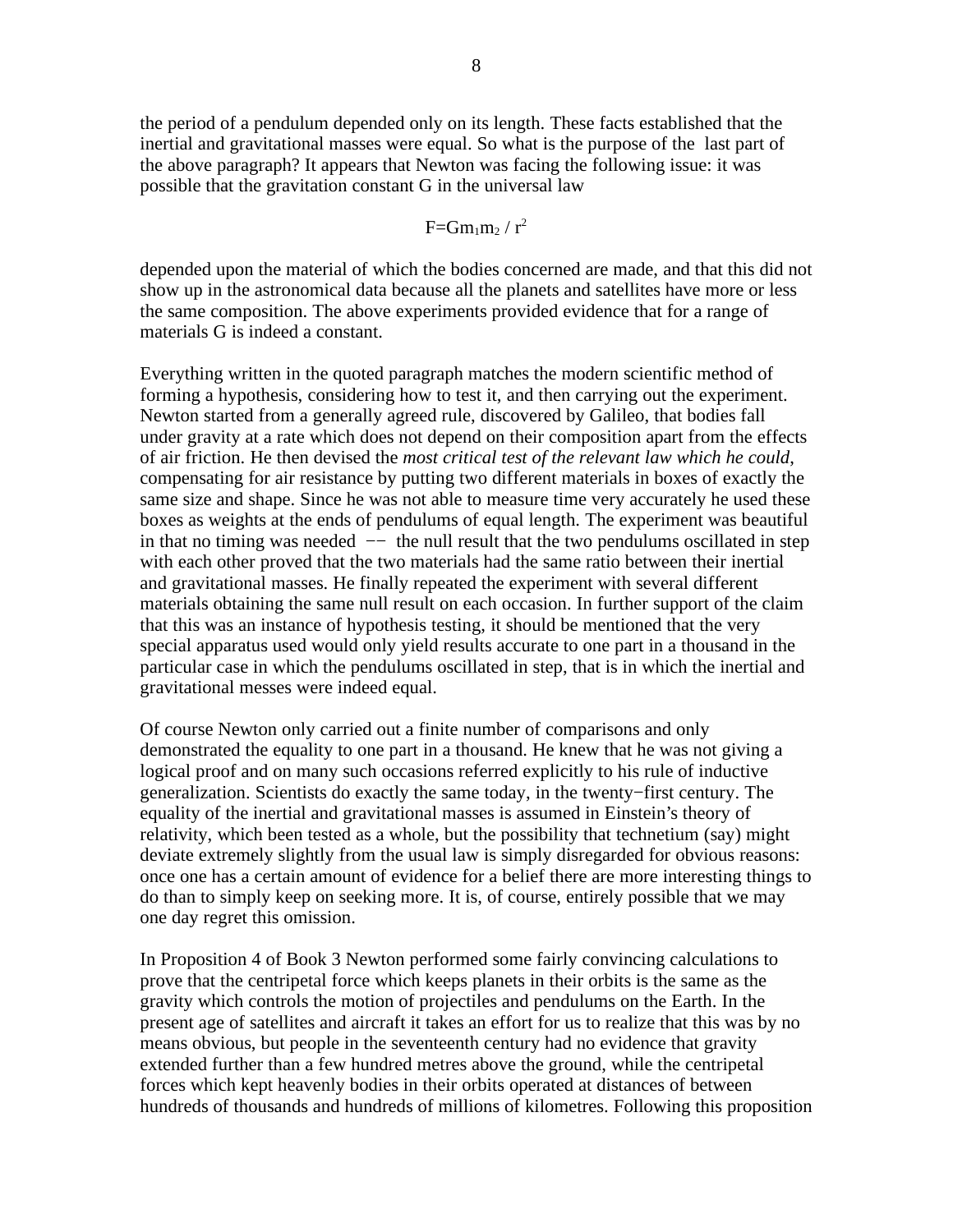the period of a pendulum depended only on its length. These facts established that the inertial and gravitational masses were equal. So what is the purpose of the last part of the above paragraph? It appears that Newton was facing the following issue: it was possible that the gravitation constant G in the universal law

$$F=Gm_1m_2 / r^2$$

depended upon the material of which the bodies concerned are made, and that this did not show up in the astronomical data because all the planets and satellites have more or less the same composition. The above experiments provided evidence that for a range of materials G is indeed a constant.

Everything written in the quoted paragraph matches the modern scientific method of forming a hypothesis, considering how to test it, and then carrying out the experiment. Newton started from a generally agreed rule, discovered by Galileo, that bodies fall under gravity at a rate which does not depend on their composition apart from the effects of air friction. He then devised the *most critical test of the relevant law which he could*, compensating for air resistance by putting two different materials in boxes of exactly the same size and shape. Since he was not able to measure time very accurately he used these boxes as weights at the ends of pendulums of equal length. The experiment was beautiful in that no timing was needed −− the null result that the two pendulums oscillated in step with each other proved that the two materials had the same ratio between their inertial and gravitational masses. He finally repeated the experiment with several different materials obtaining the same null result on each occasion. In further support of the claim that this was an instance of hypothesis testing, it should be mentioned that the very special apparatus used would only yield results accurate to one part in a thousand in the particular case in which the pendulums oscillated in step, that is in which the inertial and gravitational messes were indeed equal.

Of course Newton only carried out a finite number of comparisons and only demonstrated the equality to one part in a thousand. He knew that he was not giving a logical proof and on many such occasions referred explicitly to his rule of inductive generalization. Scientists do exactly the same today, in the twenty−first century. The equality of the inertial and gravitational masses is assumed in Einstein's theory of relativity, which been tested as a whole, but the possibility that technetium (say) might deviate extremely slightly from the usual law is simply disregarded for obvious reasons: once one has a certain amount of evidence for a belief there are more interesting things to do than to simply keep on seeking more. It is, of course, entirely possible that we may one day regret this omission.

In Proposition 4 of Book 3 Newton performed some fairly convincing calculations to prove that the centripetal force which keeps planets in their orbits is the same as the gravity which controls the motion of projectiles and pendulums on the Earth. In the present age of satellites and aircraft it takes an effort for us to realize that this was by no means obvious, but people in the seventeenth century had no evidence that gravity extended further than a few hundred metres above the ground, while the centripetal forces which kept heavenly bodies in their orbits operated at distances of between hundreds of thousands and hundreds of millions of kilometres. Following this proposition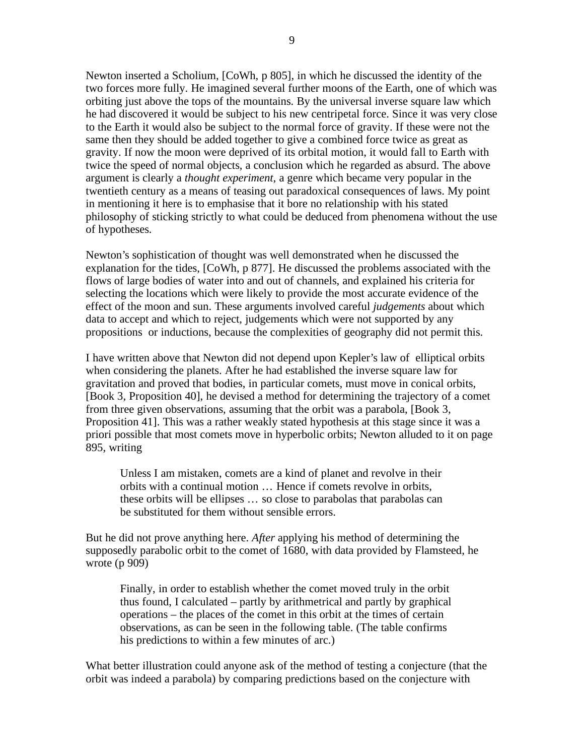Newton inserted a Scholium, [CoWh, p 805], in which he discussed the identity of the two forces more fully. He imagined several further moons of the Earth, one of which was orbiting just above the tops of the mountains. By the universal inverse square law which he had discovered it would be subject to his new centripetal force. Since it was very close to the Earth it would also be subject to the normal force of gravity. If these were not the same then they should be added together to give a combined force twice as great as gravity. If now the moon were deprived of its orbital motion, it would fall to Earth with twice the speed of normal objects, a conclusion which he regarded as absurd. The above argument is clearly a *thought experiment*, a genre which became very popular in the twentieth century as a means of teasing out paradoxical consequences of laws. My point in mentioning it here is to emphasise that it bore no relationship with his stated philosophy of sticking strictly to what could be deduced from phenomena without the use of hypotheses.

Newton's sophistication of thought was well demonstrated when he discussed the explanation for the tides, [CoWh, p 877]. He discussed the problems associated with the flows of large bodies of water into and out of channels, and explained his criteria for selecting the locations which were likely to provide the most accurate evidence of the effect of the moon and sun. These arguments involved careful *judgements* about which data to accept and which to reject, judgements which were not supported by any propositions or inductions, because the complexities of geography did not permit this.

I have written above that Newton did not depend upon Kepler's law of elliptical orbits when considering the planets. After he had established the inverse square law for gravitation and proved that bodies, in particular comets, must move in conical orbits, [Book 3, Proposition 40], he devised a method for determining the trajectory of a comet from three given observations, assuming that the orbit was a parabola, [Book 3, Proposition 41]. This was a rather weakly stated hypothesis at this stage since it was a priori possible that most comets move in hyperbolic orbits; Newton alluded to it on page 895, writing

> Unless I am mistaken, comets are a kind of planet and revolve in their orbits with a continual motion … Hence if comets revolve in orbits, these orbits will be ellipses … so close to parabolas that parabolas can be substituted for them without sensible errors.

But he did not prove anything here. *After* applying his method of determining the supposedly parabolic orbit to the comet of 1680, with data provided by Flamsteed, he wrote (p 909)

> Finally, in order to establish whether the comet moved truly in the orbit thus found, I calculated – partly by arithmetrical and partly by graphical operations – the places of the comet in this orbit at the times of certain observations, as can be seen in the following table. (The table confirms his predictions to within a few minutes of arc.)

What better illustration could anyone ask of the method of testing a conjecture (that the orbit was indeed a parabola) by comparing predictions based on the conjecture with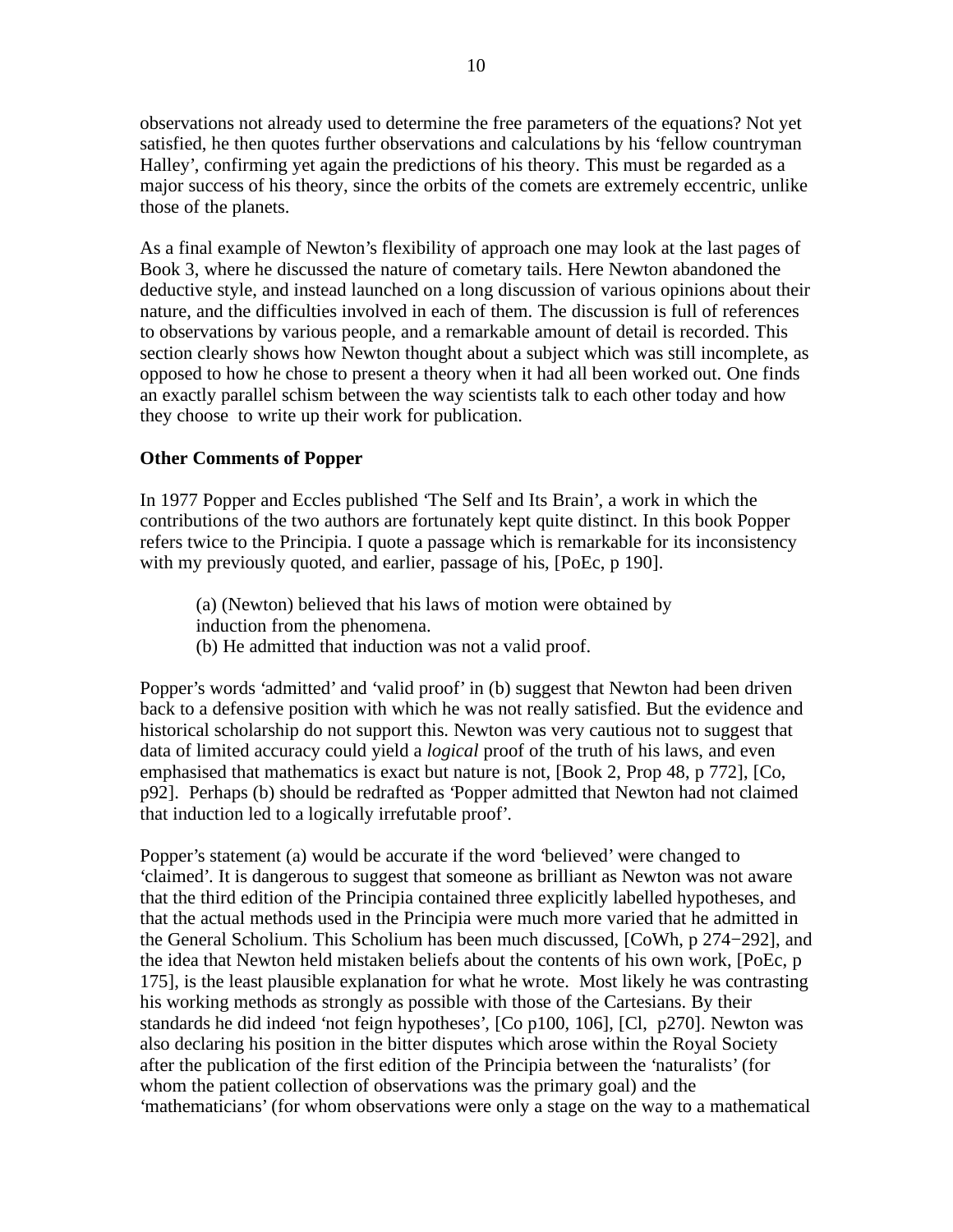observations not already used to determine the free parameters of the equations? Not yet satisfied, he then quotes further observations and calculations by his 'fellow countryman Halley', confirming yet again the predictions of his theory. This must be regarded as a major success of his theory, since the orbits of the comets are extremely eccentric, unlike those of the planets.

As a final example of Newton's flexibility of approach one may look at the last pages of Book 3, where he discussed the nature of cometary tails. Here Newton abandoned the deductive style, and instead launched on a long discussion of various opinions about their nature, and the difficulties involved in each of them. The discussion is full of references to observations by various people, and a remarkable amount of detail is recorded. This section clearly shows how Newton thought about a subject which was still incomplete, as opposed to how he chose to present a theory when it had all been worked out. One finds an exactly parallel schism between the way scientists talk to each other today and how they choose to write up their work for publication.

**Other Comments of Popper**

In 1977 Popper and Eccles published 'The Self and Its Brain', a work in which the contributions of the two authors are fortunately kept quite distinct. In this book Popper refers twice to the Principia. I quote a passage which is remarkable for its inconsistency with my previously quoted, and earlier, passage of his, [PoEc, p 190].

> (a) (Newton) believed that his laws of motion were obtained by induction from the phenomena.
> (b) He admitted that induction was not a valid proof.

Popper's words 'admitted' and 'valid proof' in (b) suggest that Newton had been driven back to a defensive position with which he was not really satisfied. But the evidence and historical scholarship do not support this. Newton was very cautious not to suggest that data of limited accuracy could yield a *logical* proof of the truth of his laws, and even emphasised that mathematics is exact but nature is not, [Book 2, Prop 48, p 772], [Co, p92]. Perhaps (b) should be redrafted as 'Popper admitted that Newton had not claimed that induction led to a logically irrefutable proof'.

Popper's statement (a) would be accurate if the word 'believed' were changed to 'claimed'. It is dangerous to suggest that someone as brilliant as Newton was not aware that the third edition of the Principia contained three explicitly labelled hypotheses, and that the actual methods used in the Principia were much more varied that he admitted in the General Scholium. This Scholium has been much discussed, [CoWh, p 274−292], and the idea that Newton held mistaken beliefs about the contents of his own work, [PoEc, p 175], is the least plausible explanation for what he wrote. Most likely he was contrasting his working methods as strongly as possible with those of the Cartesians. By their standards he did indeed 'not feign hypotheses', [Co p100, 106], [Cl, p270]. Newton was also declaring his position in the bitter disputes which arose within the Royal Society after the publication of the first edition of the Principia between the 'naturalists' (for whom the patient collection of observations was the primary goal) and the 'mathematicians' (for whom observations were only a stage on the way to a mathematical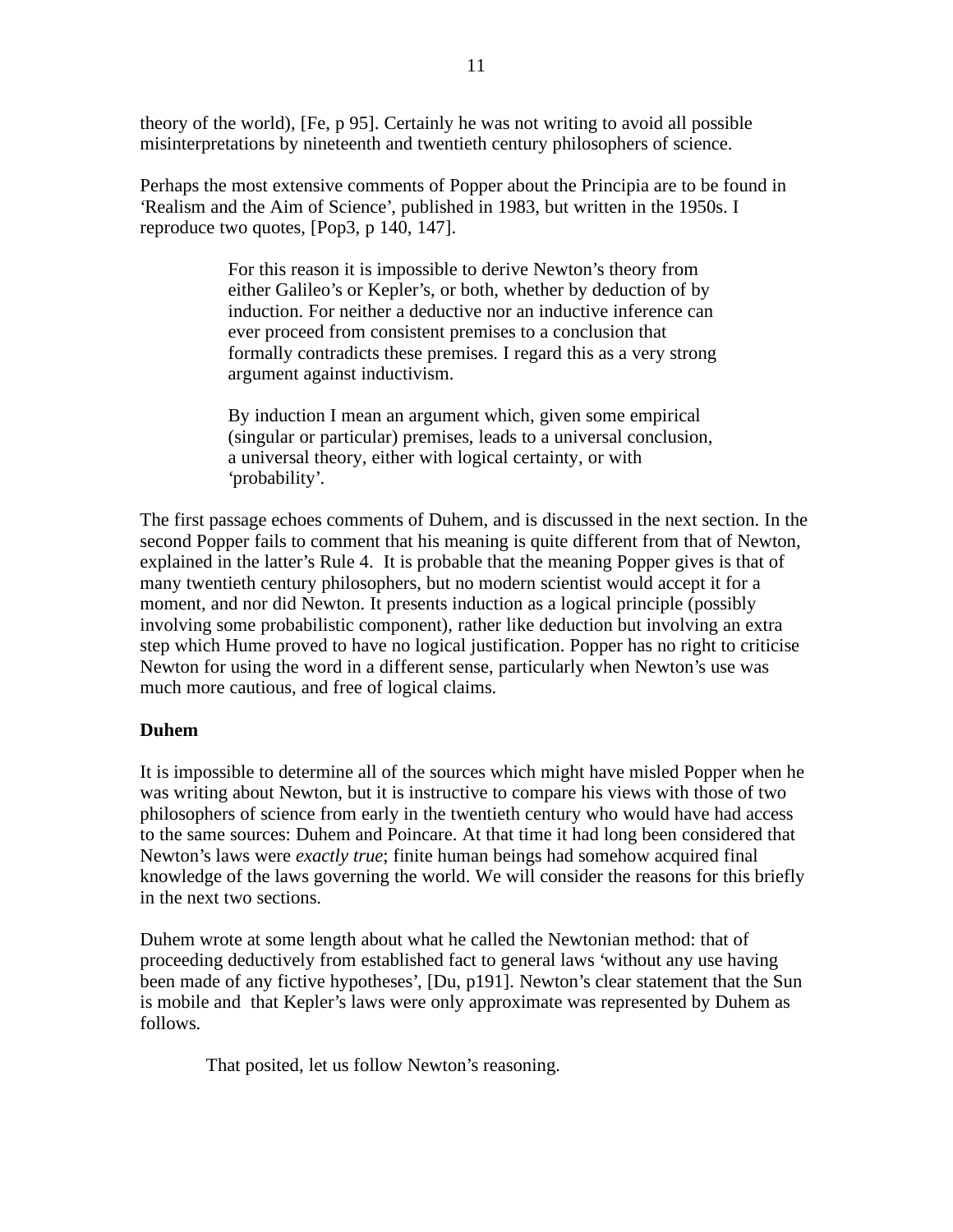theory of the world), [Fe, p 95]. Certainly he was not writing to avoid all possible misinterpretations by nineteenth and twentieth century philosophers of science.

Perhaps the most extensive comments of Popper about the Principia are to be found in 'Realism and the Aim of Science', published in 1983, but written in the 1950s. I reproduce two quotes, [Pop3, p 140, 147].

> For this reason it is impossible to derive Newton's theory from either Galileo's or Kepler's, or both, whether by deduction of by induction. For neither a deductive nor an inductive inference can ever proceed from consistent premises to a conclusion that formally contradicts these premises. I regard this as a very strong argument against inductivism.
>
> By induction I mean an argument which, given some empirical (singular or particular) premises, leads to a universal conclusion, a universal theory, either with logical certainty, or with 'probability'.

The first passage echoes comments of Duhem, and is discussed in the next section. In the second Popper fails to comment that his meaning is quite different from that of Newton, explained in the latter's Rule 4. It is probable that the meaning Popper gives is that of many twentieth century philosophers, but no modern scientist would accept it for a moment, and nor did Newton. It presents induction as a logical principle (possibly involving some probabilistic component), rather like deduction but involving an extra step which Hume proved to have no logical justification. Popper has no right to criticise Newton for using the word in a different sense, particularly when Newton's use was much more cautious, and free of logical claims.

**Duhem**

It is impossible to determine all of the sources which might have misled Popper when he was writing about Newton, but it is instructive to compare his views with those of two philosophers of science from early in the twentieth century who would have had access to the same sources: Duhem and Poincare. At that time it had long been considered that Newton's laws were *exactly true*; finite human beings had somehow acquired final knowledge of the laws governing the world. We will consider the reasons for this briefly in the next two sections.

Duhem wrote at some length about what he called the Newtonian method: that of proceeding deductively from established fact to general laws 'without any use having been made of any fictive hypotheses', [Du, p191]. Newton's clear statement that the Sun is mobile and that Kepler's laws were only approximate was represented by Duhem as follows.

> That posited, let us follow Newton's reasoning.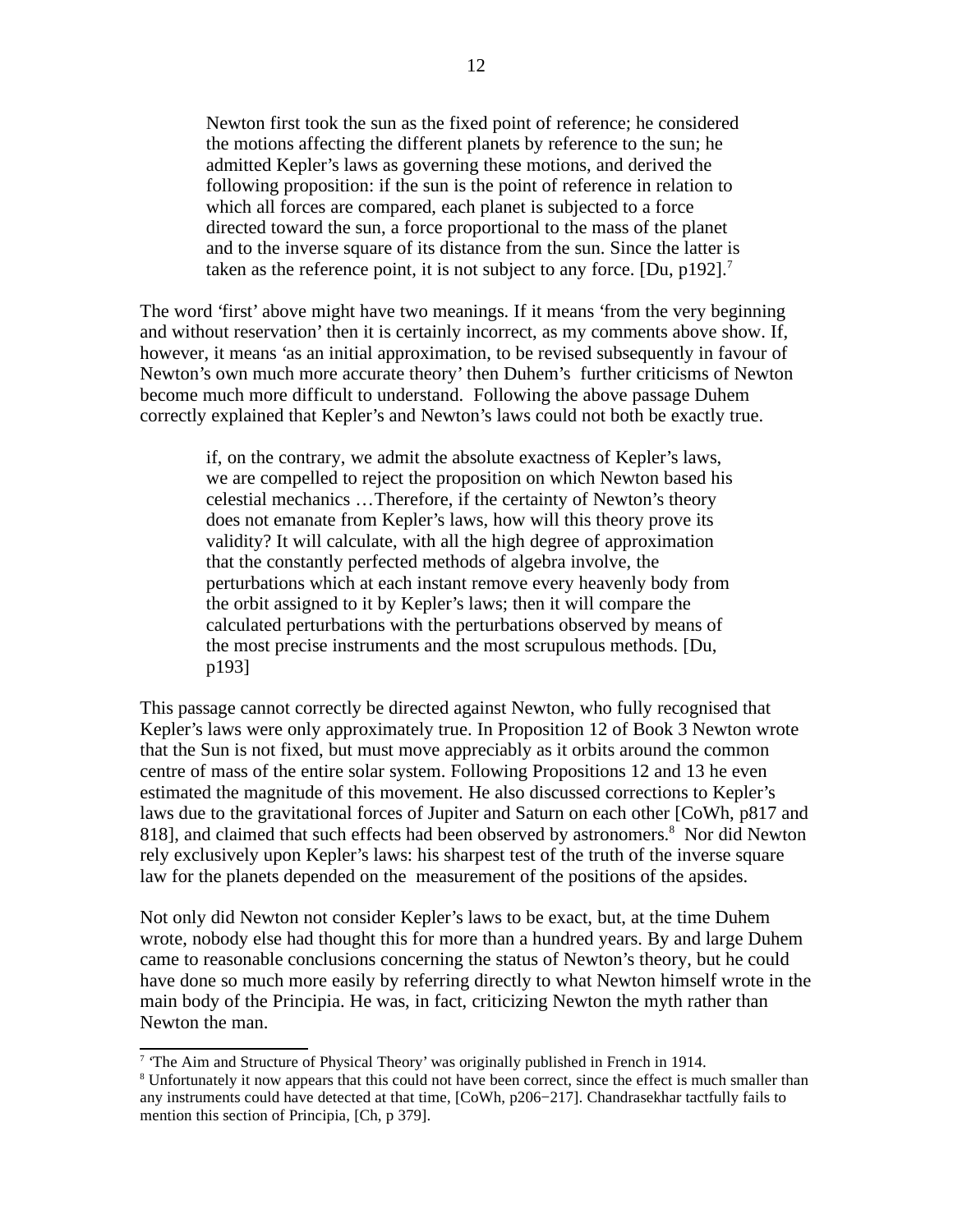> Newton first took the sun as the fixed point of reference; he considered the motions affecting the different planets by reference to the sun; he admitted Kepler's laws as governing these motions, and derived the following proposition: if the sun is the point of reference in relation to which all forces are compared, each planet is subjected to a force directed toward the sun, a force proportional to the mass of the planet and to the inverse square of its distance from the sun. Since the latter is taken as the reference point, it is not subject to any force. [Du, p192].[7]

The word 'first' above might have two meanings. If it means 'from the very beginning and without reservation' then it is certainly incorrect, as my comments above show. If, however, it means 'as an initial approximation, to be revised subsequently in favour of Newton's own much more accurate theory' then Duhem's further criticisms of Newton become much more difficult to understand. Following the above passage Duhem correctly explained that Kepler's and Newton's laws could not both be exactly true.

> if, on the contrary, we admit the absolute exactness of Kepler's laws, we are compelled to reject the proposition on which Newton based his celestial mechanics …Therefore, if the certainty of Newton's theory does not emanate from Kepler's laws, how will this theory prove its validity? It will calculate, with all the high degree of approximation that the constantly perfected methods of algebra involve, the perturbations which at each instant remove every heavenly body from the orbit assigned to it by Kepler's laws; then it will compare the calculated perturbations with the perturbations observed by means of the most precise instruments and the most scrupulous methods. [Du, p193]

This passage cannot correctly be directed against Newton, who fully recognised that Kepler's laws were only approximately true. In Proposition 12 of Book 3 Newton wrote that the Sun is not fixed, but must move appreciably as it orbits around the common centre of mass of the entire solar system. Following Propositions 12 and 13 he even estimated the magnitude of this movement. He also discussed corrections to Kepler's laws due to the gravitational forces of Jupiter and Saturn on each other [CoWh, p817 and 818], and claimed that such effects had been observed by astronomers.[8] Nor did Newton rely exclusively upon Kepler's laws: his sharpest test of the truth of the inverse square law for the planets depended on the measurement of the positions of the apsides.

Not only did Newton not consider Kepler's laws to be exact, but, at the time Duhem wrote, nobody else had thought this for more than a hundred years. By and large Duhem came to reasonable conclusions concerning the status of Newton's theory, but he could have done so much more easily by referring directly to what Newton himself wrote in the main body of the Principia. He was, in fact, criticizing Newton the myth rather than Newton the man.

---

[7] 'The Aim and Structure of Physical Theory' was originally published in French in 1914.

[8] Unfortunately it now appears that this could not have been correct, since the effect is much smaller than any instruments could have detected at that time, [CoWh, p206−217]. Chandrasekhar tactfully fails to mention this section of Principia, [Ch, p 379].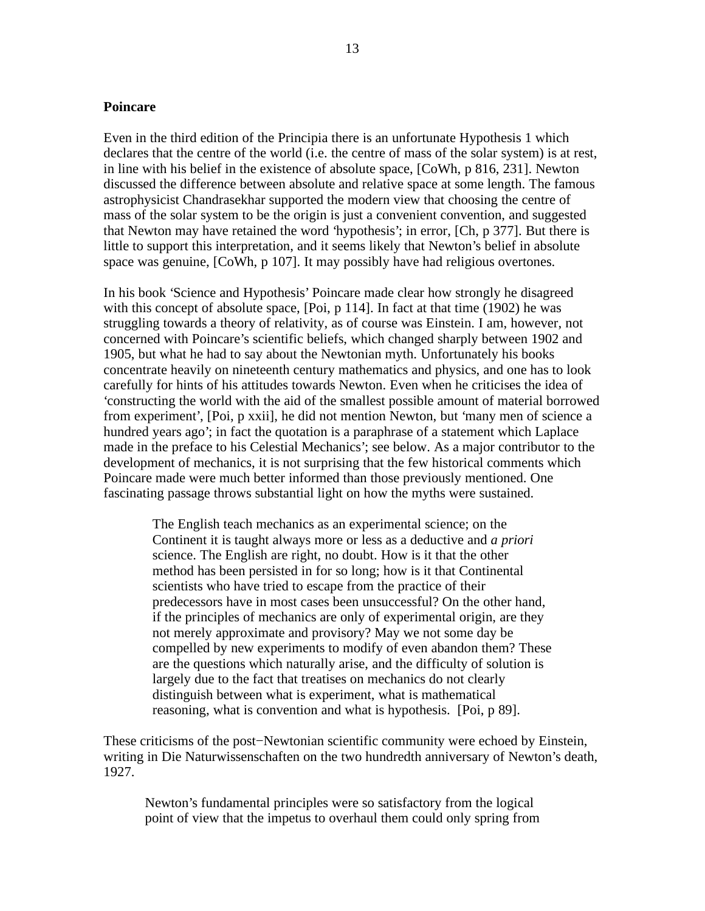**Poincare**

Even in the third edition of the Principia there is an unfortunate Hypothesis 1 which declares that the centre of the world (i.e. the centre of mass of the solar system) is at rest, in line with his belief in the existence of absolute space, [CoWh, p 816, 231]. Newton discussed the difference between absolute and relative space at some length. The famous astrophysicist Chandrasekhar supported the modern view that choosing the centre of mass of the solar system to be the origin is just a convenient convention, and suggested that Newton may have retained the word 'hypothesis'; in error, [Ch, p 377]. But there is little to support this interpretation, and it seems likely that Newton's belief in absolute space was genuine, [CoWh, p 107]. It may possibly have had religious overtones.

In his book 'Science and Hypothesis' Poincare made clear how strongly he disagreed with this concept of absolute space, [Poi, p 114]. In fact at that time (1902) he was struggling towards a theory of relativity, as of course was Einstein. I am, however, not concerned with Poincare's scientific beliefs, which changed sharply between 1902 and 1905, but what he had to say about the Newtonian myth. Unfortunately his books concentrate heavily on nineteenth century mathematics and physics, and one has to look carefully for hints of his attitudes towards Newton. Even when he criticises the idea of 'constructing the world with the aid of the smallest possible amount of material borrowed from experiment', [Poi, p xxii], he did not mention Newton, but 'many men of science a hundred years ago'; in fact the quotation is a paraphrase of a statement which Laplace made in the preface to his Celestial Mechanics'; see below. As a major contributor to the development of mechanics, it is not surprising that the few historical comments which Poincare made were much better informed than those previously mentioned. One fascinating passage throws substantial light on how the myths were sustained.

> The English teach mechanics as an experimental science; on the Continent it is taught always more or less as a deductive and *a priori* science. The English are right, no doubt. How is it that the other method has been persisted in for so long; how is it that Continental scientists who have tried to escape from the practice of their predecessors have in most cases been unsuccessful? On the other hand, if the principles of mechanics are only of experimental origin, are they not merely approximate and provisory? May we not some day be compelled by new experiments to modify of even abandon them? These are the questions which naturally arise, and the difficulty of solution is largely due to the fact that treatises on mechanics do not clearly distinguish between what is experiment, what is mathematical reasoning, what is convention and what is hypothesis. [Poi, p 89].

These criticisms of the post−Newtonian scientific community were echoed by Einstein, writing in Die Naturwissenschaften on the two hundredth anniversary of Newton's death, 1927.

> Newton's fundamental principles were so satisfactory from the logical point of view that the impetus to overhaul them could only spring from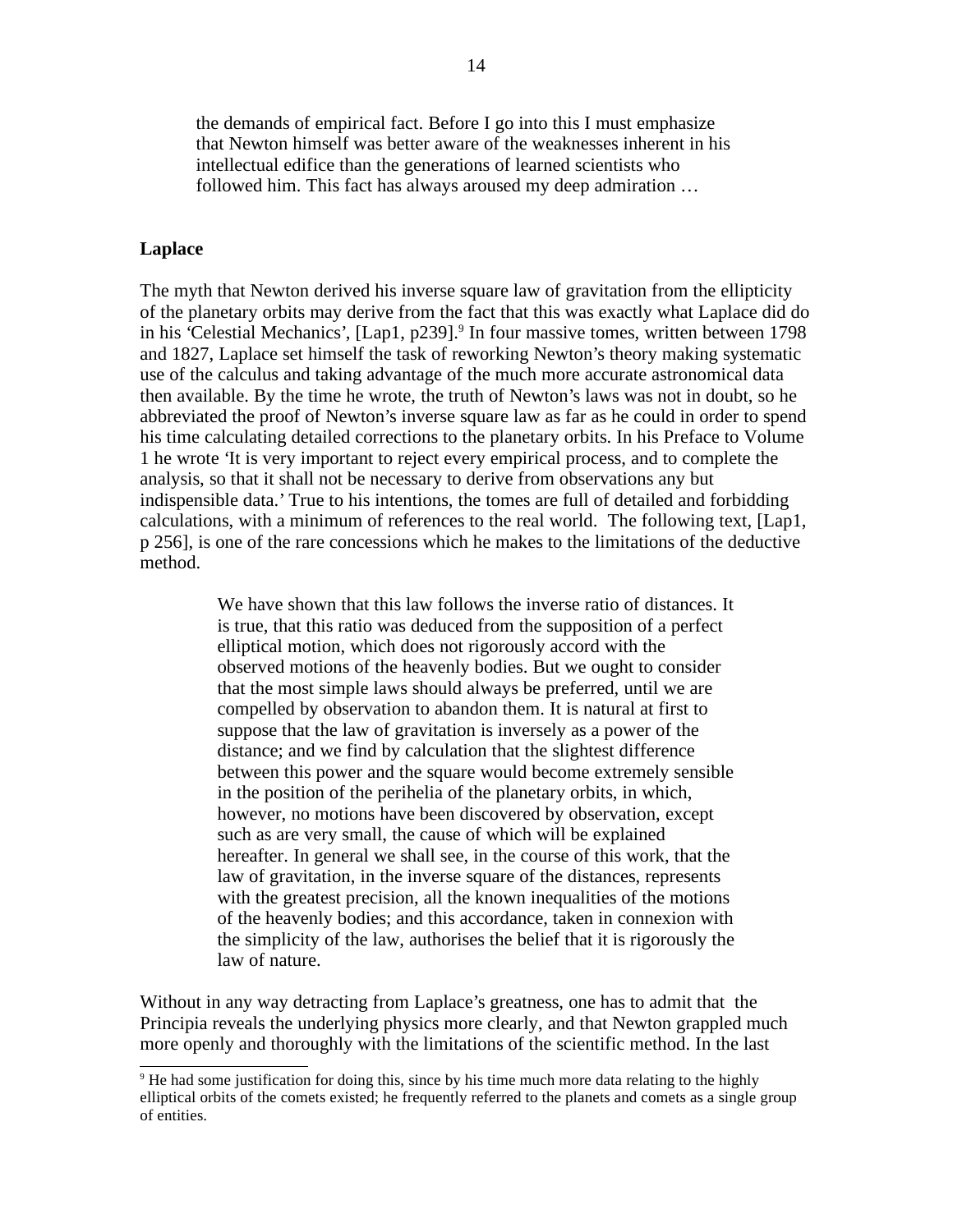> the demands of empirical fact. Before I go into this I must emphasize that Newton himself was better aware of the weaknesses inherent in his intellectual edifice than the generations of learned scientists who followed him. This fact has always aroused my deep admiration …

**Laplace**

The myth that Newton derived his inverse square law of gravitation from the ellipticity of the planetary orbits may derive from the fact that this was exactly what Laplace did do in his 'Celestial Mechanics', [Lap1, p239].[9] In four massive tomes, written between 1798 and 1827, Laplace set himself the task of reworking Newton's theory making systematic use of the calculus and taking advantage of the much more accurate astronomical data then available. By the time he wrote, the truth of Newton's laws was not in doubt, so he abbreviated the proof of Newton's inverse square law as far as he could in order to spend his time calculating detailed corrections to the planetary orbits. In his Preface to Volume 1 he wrote 'It is very important to reject every empirical process, and to complete the analysis, so that it shall not be necessary to derive from observations any but indispensible data.' True to his intentions, the tomes are full of detailed and forbidding calculations, with a minimum of references to the real world. The following text, [Lap1, p 256], is one of the rare concessions which he makes to the limitations of the deductive method.

> We have shown that this law follows the inverse ratio of distances. It is true, that this ratio was deduced from the supposition of a perfect elliptical motion, which does not rigorously accord with the observed motions of the heavenly bodies. But we ought to consider that the most simple laws should always be preferred, until we are compelled by observation to abandon them. It is natural at first to suppose that the law of gravitation is inversely as a power of the distance; and we find by calculation that the slightest difference between this power and the square would become extremely sensible in the position of the perihelia of the planetary orbits, in which, however, no motions have been discovered by observation, except such as are very small, the cause of which will be explained hereafter. In general we shall see, in the course of this work, that the law of gravitation, in the inverse square of the distances, represents with the greatest precision, all the known inequalities of the motions of the heavenly bodies; and this accordance, taken in connexion with the simplicity of the law, authorises the belief that it is rigorously the law of nature.

Without in any way detracting from Laplace's greatness, one has to admit that the Principia reveals the underlying physics more clearly, and that Newton grappled much more openly and thoroughly with the limitations of the scientific method. In the last

[9] He had some justification for doing this, since by his time much more data relating to the highly elliptical orbits of the comets existed; he frequently referred to the planets and comets as a single group of entities.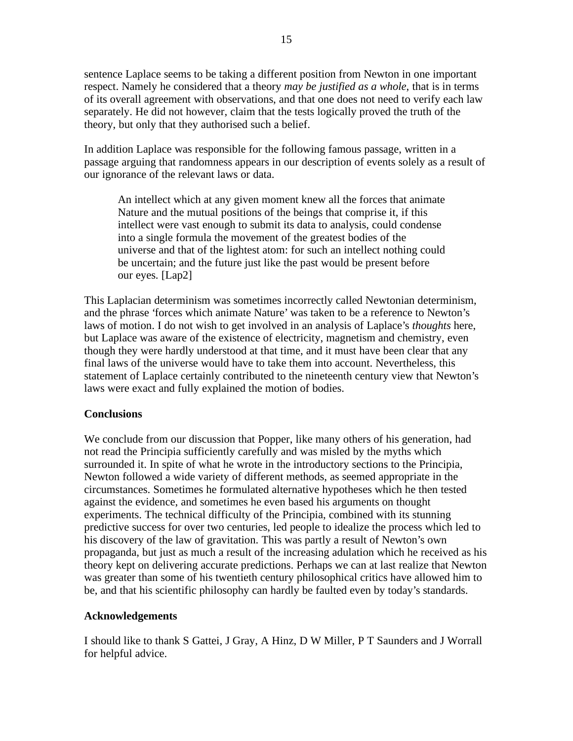sentence Laplace seems to be taking a different position from Newton in one important respect. Namely he considered that a theory *may be justified as a whole*, that is in terms of its overall agreement with observations, and that one does not need to verify each law separately. He did not however, claim that the tests logically proved the truth of the theory, but only that they authorised such a belief.

In addition Laplace was responsible for the following famous passage, written in a passage arguing that randomness appears in our description of events solely as a result of our ignorance of the relevant laws or data.

> An intellect which at any given moment knew all the forces that animate Nature and the mutual positions of the beings that comprise it, if this intellect were vast enough to submit its data to analysis, could condense into a single formula the movement of the greatest bodies of the universe and that of the lightest atom: for such an intellect nothing could be uncertain; and the future just like the past would be present before our eyes. [Lap2]

This Laplacian determinism was sometimes incorrectly called Newtonian determinism, and the phrase 'forces which animate Nature' was taken to be a reference to Newton's laws of motion. I do not wish to get involved in an analysis of Laplace's *thoughts* here, but Laplace was aware of the existence of electricity, magnetism and chemistry, even though they were hardly understood at that time, and it must have been clear that any final laws of the universe would have to take them into account. Nevertheless, this statement of Laplace certainly contributed to the nineteenth century view that Newton's laws were exact and fully explained the motion of bodies.

**Conclusions**

We conclude from our discussion that Popper, like many others of his generation, had not read the Principia sufficiently carefully and was misled by the myths which surrounded it. In spite of what he wrote in the introductory sections to the Principia, Newton followed a wide variety of different methods, as seemed appropriate in the circumstances. Sometimes he formulated alternative hypotheses which he then tested against the evidence, and sometimes he even based his arguments on thought experiments. The technical difficulty of the Principia, combined with its stunning predictive success for over two centuries, led people to idealize the process which led to his discovery of the law of gravitation. This was partly a result of Newton's own propaganda, but just as much a result of the increasing adulation which he received as his theory kept on delivering accurate predictions. Perhaps we can at last realize that Newton was greater than some of his twentieth century philosophical critics have allowed him to be, and that his scientific philosophy can hardly be faulted even by today's standards.

**Acknowledgements**

I should like to thank S Gattei, J Gray, A Hinz, D W Miller, P T Saunders and J Worrall for helpful advice.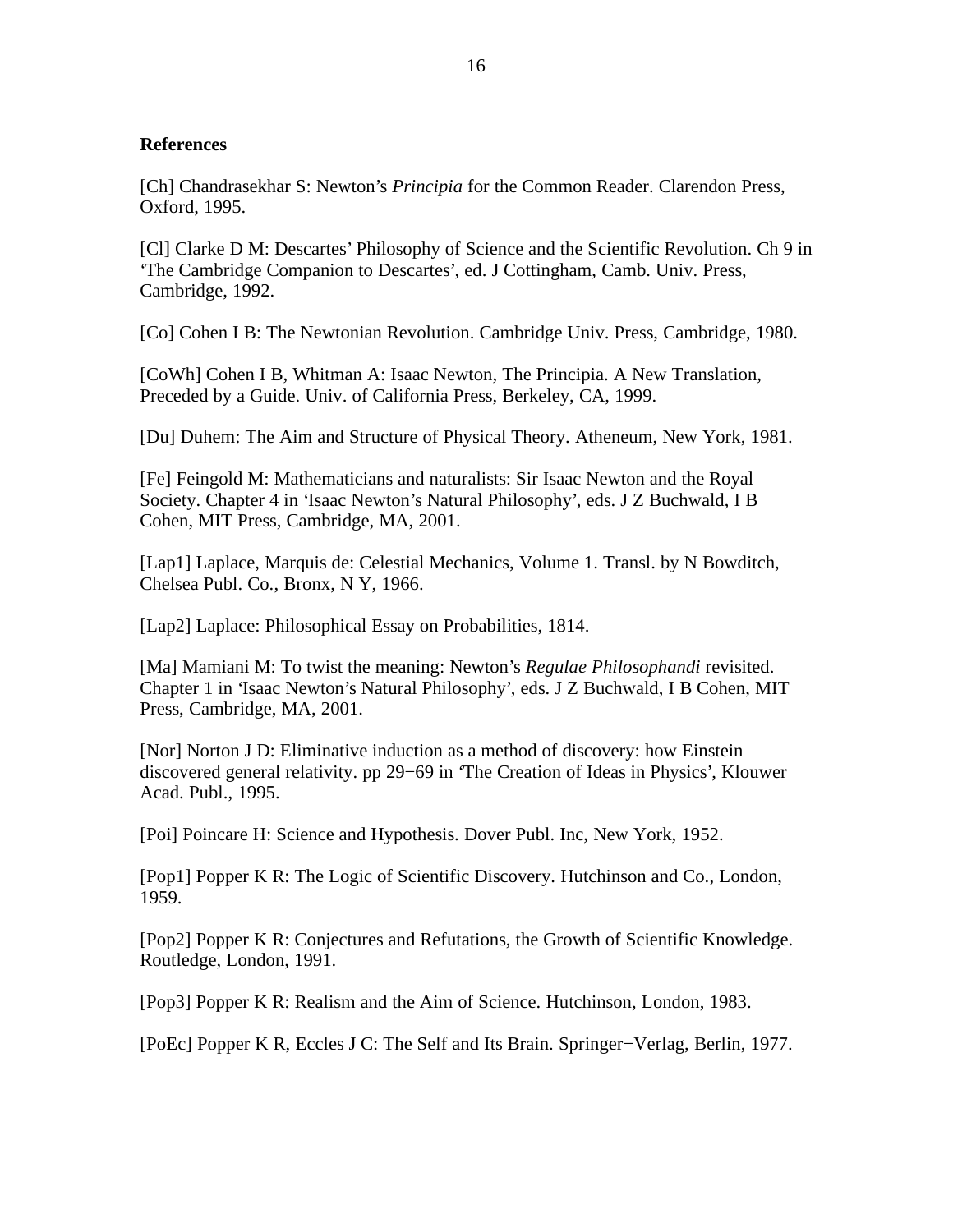**References**

[Ch] Chandrasekhar S: Newton's *Principia* for the Common Reader. Clarendon Press, Oxford, 1995.

[Cl] Clarke D M: Descartes' Philosophy of Science and the Scientific Revolution. Ch 9 in 'The Cambridge Companion to Descartes', ed. J Cottingham, Camb. Univ. Press, Cambridge, 1992.

[Co] Cohen I B: The Newtonian Revolution. Cambridge Univ. Press, Cambridge, 1980.

[CoWh] Cohen I B, Whitman A: Isaac Newton, The Principia. A New Translation, Preceded by a Guide. Univ. of California Press, Berkeley, CA, 1999.

[Du] Duhem: The Aim and Structure of Physical Theory. Atheneum, New York, 1981.

[Fe] Feingold M: Mathematicians and naturalists: Sir Isaac Newton and the Royal Society. Chapter 4 in 'Isaac Newton's Natural Philosophy', eds. J Z Buchwald, I B Cohen, MIT Press, Cambridge, MA, 2001.

[Lap1] Laplace, Marquis de: Celestial Mechanics, Volume 1. Transl. by N Bowditch, Chelsea Publ. Co., Bronx, N Y, 1966.

[Lap2] Laplace: Philosophical Essay on Probabilities, 1814.

[Ma] Mamiani M: To twist the meaning: Newton's *Regulae Philosophandi* revisited. Chapter 1 in 'Isaac Newton's Natural Philosophy', eds. J Z Buchwald, I B Cohen, MIT Press, Cambridge, MA, 2001.

[Nor] Norton J D: Eliminative induction as a method of discovery: how Einstein discovered general relativity. pp 29−69 in 'The Creation of Ideas in Physics', Klouwer Acad. Publ., 1995.

[Poi] Poincare H: Science and Hypothesis. Dover Publ. Inc, New York, 1952.

[Pop1] Popper K R: The Logic of Scientific Discovery. Hutchinson and Co., London, 1959.

[Pop2] Popper K R: Conjectures and Refutations, the Growth of Scientific Knowledge. Routledge, London, 1991.

[Pop3] Popper K R: Realism and the Aim of Science. Hutchinson, London, 1983.

[PoEc] Popper K R, Eccles J C: The Self and Its Brain. Springer−Verlag, Berlin, 1977.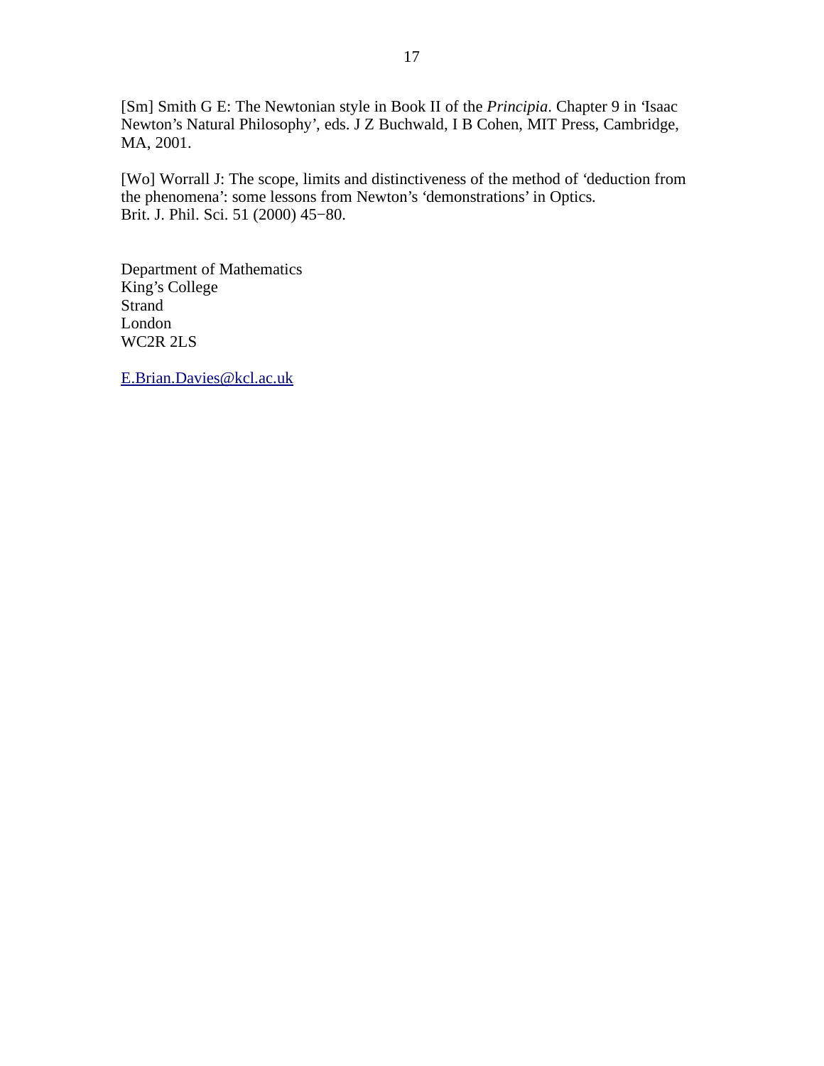[Sm] Smith G E: The Newtonian style in Book II of the *Principia*. Chapter 9 in 'Isaac Newton's Natural Philosophy', eds. J Z Buchwald, I B Cohen, MIT Press, Cambridge, MA, 2001.

[Wo] Worrall J: The scope, limits and distinctiveness of the method of 'deduction from the phenomena': some lessons from Newton's 'demonstrations' in Optics. Brit. J. Phil. Sci. 51 (2000) 45−80.

Department of Mathematics  
King's College  
Strand  
London  
WC2R 2LS

E.Brian.Davies@kcl.ac.uk